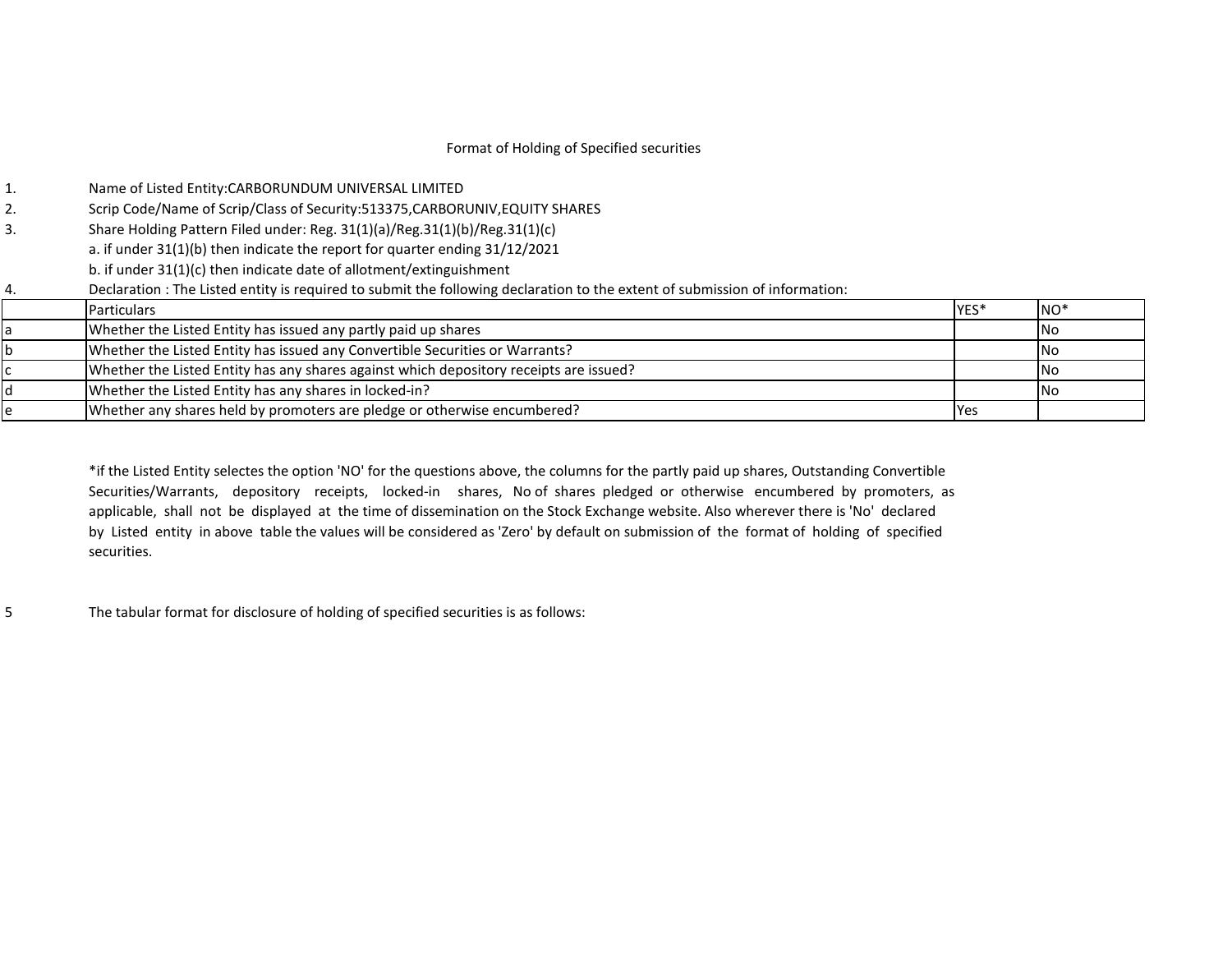Format of Holding of Specified securities

1. Name of Listed Entity:CARBORUNDUM UNIVERSAL LIMITED
2. Scrip Code/Name of Scrip/Class of Security:513375,CARBORUNIV,EQUITY SHARES
3. Share Holding Pattern Filed under: Reg. 31(1)(a)/Reg.31(1)(b)/Reg.31(1)(c)
   a. if under 31(1)(b) then indicate the report for quarter ending 31/12/2021
   b. if under 31(1)(c) then indicate date of allotment/extinguishment
4. Declaration : The Listed entity is required to submit the following declaration to the extent of submission of information:

| | Particulars | YES* | NO* |
|---|---|---|---|
| a | Whether the Listed Entity has issued any partly paid up shares | | No |
| b | Whether the Listed Entity has issued any Convertible Securities or Warrants? | | No |
| c | Whether the Listed Entity has any shares against which depository receipts are issued? | | No |
| d | Whether the Listed Entity has any shares in locked-in? | | No |
| e | Whether any shares held by promoters are pledge or otherwise encumbered? | Yes | |

*if the Listed Entity selectes the option 'NO' for the questions above, the columns for the partly paid up shares, Outstanding Convertible Securities/Warrants, depository receipts, locked-in shares, No of shares pledged or otherwise encumbered by promoters, as applicable, shall not be displayed at the time of dissemination on the Stock Exchange website. Also wherever there is 'No' declared by Listed entity in above table the values will be considered as 'Zero' by default on submission of the format of holding of specified securities.

5 The tabular format for disclosure of holding of specified securities is as follows: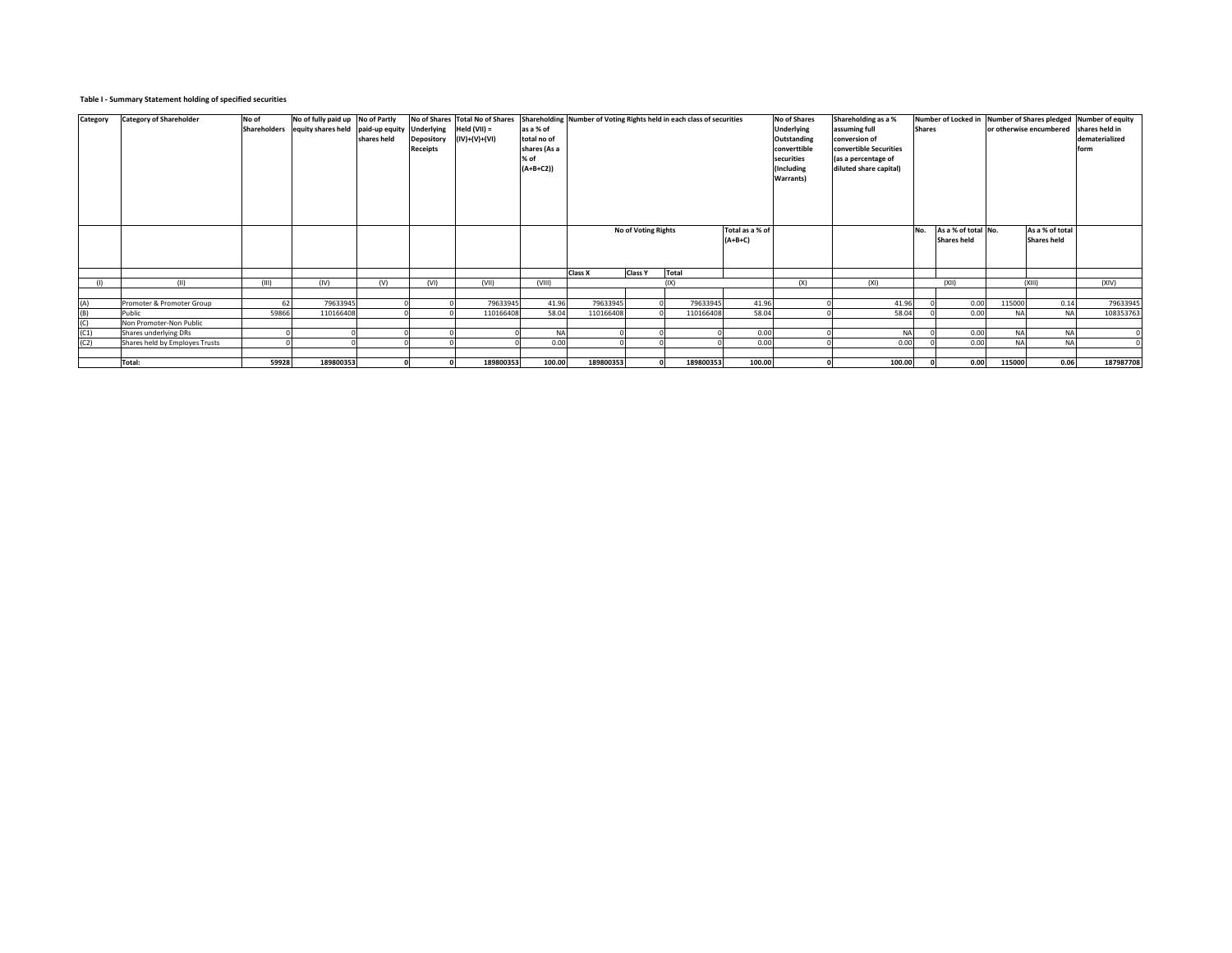**Table I - Summary Statement holding of specified securities**

| Category | Category of Shareholder | No of Shareholders | No of fully paid up equity shares held | No of Partly paid-up equity shares held | No of Shares Underlying Depository Receipts | Total No of Shares Held (VII) = (IV)+(V)+(VI) | Shareholding as a % of total no of shares (As a % of (A+B+C2)) | Number of Voting Rights held in each class of securities | | | | No of Shares Underlying Outstanding converttible securities (Including Warrants) | Shareholding as a % assuming full conversion of convertible Securities (as a percentage of diluted share capital) | Number of Locked in Shares | | Number of Shares pledged or otherwise encumbered | | Number of equity shares held in dematerialized form |
|---|---|---|---|---|---|---|---|---|---|---|---|---|---|---|---|---|---|---|
| | | | | | | | | No of Voting Rights | | | Total as a % of (A+B+C) | | | No. | As a % of total Shares held | No. | As a % of total Shares held | |
| | | | | | | | | Class X | Class Y | Total | | | | | | | | |
| (I) | (II) | (III) | (IV) | (V) | (VI) | (VII) | (VIII) | (IX) | | | | (X) | (XI) | (XII) | | (XIII) | | (XIV) |
| (A) | Promoter & Promoter Group | 62 | 79633945 | 0 | 0 | 79633945 | 41.96 | 79633945 | 0 | 79633945 | 41.96 | 0 | 41.96 | 0 | 0.00 | 115000 | 0.14 | 79633945 |
| (B) | Public | 59866 | 110166408 | 0 | 0 | 110166408 | 58.04 | 110166408 | 0 | 110166408 | 58.04 | 0 | 58.04 | 0 | 0.00 | NA | NA | 108353763 |
| (C) | Non Promoter-Non Public | | | | | | | | | | | | | | | | | |
| (C1) | Shares underlying DRs | 0 | 0 | 0 | 0 | 0 | NA | 0 | 0 | 0 | 0.00 | 0 | NA | 0 | 0.00 | NA | NA | 0 |
| (C2) | Shares held by Employes Trusts | 0 | 0 | 0 | 0 | 0 | 0.00 | 0 | 0 | 0 | 0.00 | 0 | 0.00 | 0 | 0.00 | NA | NA | 0 |
| | **Total:** | **59928** | **189800353** | **0** | **0** | **189800353** | **100.00** | **189800353** | **0** | **189800353** | **100.00** | **0** | **100.00** | **0** | **0.00** | **115000** | **0.06** | **187987708** |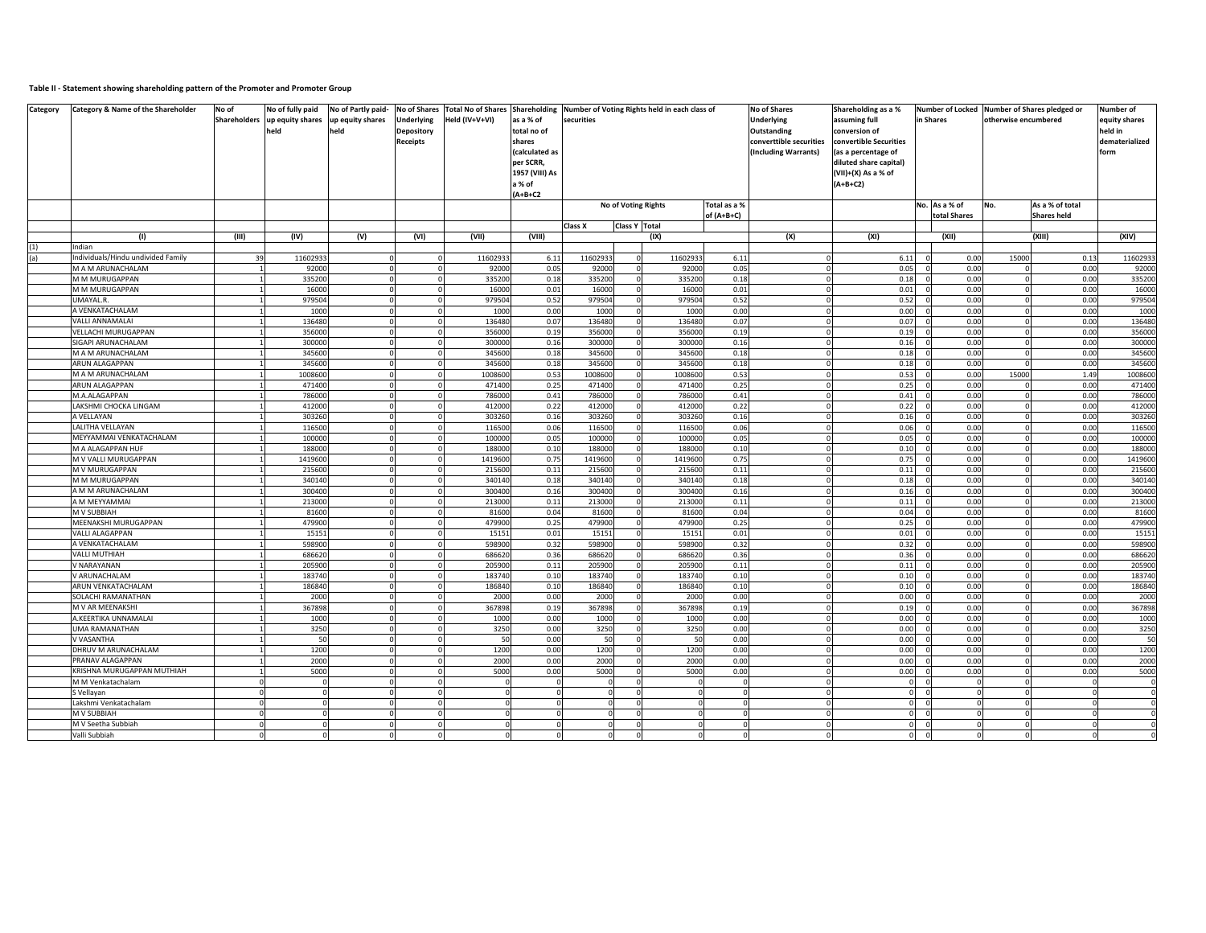**Table II - Statement showing shareholding pattern of the Promoter and Promoter Group**

| Category | Category & Name of the Shareholder | No of Shareholders | No of fully paid up equity shares held | No of Partly paid-up equity shares held | No of Shares Underlying Depository Receipts | Total No of Shares Held (IV+V+VI) | Shareholding as a % of total no of shares (calculated as per SCRR, 1957 (VIII) As a % of (A+B+C2 | Number of Voting Rights held in each class of securities | | | | No of Shares Underlying Outstanding converttible securities (Including Warrants) | Shareholding as a % assuming full conversion of convertible Securities (as a percentage of diluted share capital) (VII)+(X) As a % of (A+B+C2) | Number of Locked in Shares | | Number of Shares pledged or otherwise encumbered | | Number of equity shares held in dematerialized form |
|---|---|---|---|---|---|---|---|---|---|---|---|---|---|---|---|---|---|---|
| | | | | | | | | No of Voting Rights | | | Total as a % of (A+B+C) | | | No. | As a % of total Shares | No. | As a % of total Shares held | |
| | | | | | | | | Class X | Class Y | Total | | | | | | | | |
| | (I) | (III) | (IV) | (V) | (VI) | (VII) | (VIII) | (IX) | | | | (X) | (XI) | (XII) | | (XIII) | | (XIV) |
| (1) | Indian | | | | | | | | | | | | | | | | | |
| (a) | Individuals/Hindu undivided Family | 39 | 11602933 | 0 | 0 | 11602933 | 6.11 | 11602933 | 0 | 11602933 | 6.11 | 0 | 6.11 | 0 | 0.00 | 15000 | 0.13 | 11602933 |
| | M A M ARUNACHALAM | 1 | 92000 | 0 | 0 | 92000 | 0.05 | 92000 | 0 | 92000 | 0.05 | 0 | 0.05 | 0 | 0.00 | 0 | 0.00 | 92000 |
| | M M MURUGAPPAN | 1 | 335200 | 0 | 0 | 335200 | 0.18 | 335200 | 0 | 335200 | 0.18 | 0 | 0.18 | 0 | 0.00 | 0 | 0.00 | 335200 |
| | M M MURUGAPPAN | 1 | 16000 | 0 | 0 | 16000 | 0.01 | 16000 | 0 | 16000 | 0.01 | 0 | 0.01 | 0 | 0.00 | 0 | 0.00 | 16000 |
| | UMAYAL.R. | 1 | 979504 | 0 | 0 | 979504 | 0.52 | 979504 | 0 | 979504 | 0.52 | 0 | 0.52 | 0 | 0.00 | 0 | 0.00 | 979504 |
| | A VENKATACHALAM | 1 | 1000 | 0 | 0 | 1000 | 0.00 | 1000 | 0 | 1000 | 0.00 | 0 | 0.00 | 0 | 0.00 | 0 | 0.00 | 1000 |
| | VALLI ANNAMALAI | 1 | 136480 | 0 | 0 | 136480 | 0.07 | 136480 | 0 | 136480 | 0.07 | 0 | 0.07 | 0 | 0.00 | 0 | 0.00 | 136480 |
| | VELLACHI MURUGAPPAN | 1 | 356000 | 0 | 0 | 356000 | 0.19 | 356000 | 0 | 356000 | 0.19 | 0 | 0.19 | 0 | 0.00 | 0 | 0.00 | 356000 |
| | SIGAPI ARUNACHALAM | 1 | 300000 | 0 | 0 | 300000 | 0.16 | 300000 | 0 | 300000 | 0.16 | 0 | 0.16 | 0 | 0.00 | 0 | 0.00 | 300000 |
| | M A M ARUNACHALAM | 1 | 345600 | 0 | 0 | 345600 | 0.18 | 345600 | 0 | 345600 | 0.18 | 0 | 0.18 | 0 | 0.00 | 0 | 0.00 | 345600 |
| | ARUN ALAGAPPAN | 1 | 345600 | 0 | 0 | 345600 | 0.18 | 345600 | 0 | 345600 | 0.18 | 0 | 0.18 | 0 | 0.00 | 0 | 0.00 | 345600 |
| | M A M ARUNACHALAM | 1 | 1008600 | 0 | 0 | 1008600 | 0.53 | 1008600 | 0 | 1008600 | 0.53 | 0 | 0.53 | 0 | 0.00 | 15000 | 1.49 | 1008600 |
| | ARUN ALAGAPPAN | 1 | 471400 | 0 | 0 | 471400 | 0.25 | 471400 | 0 | 471400 | 0.25 | 0 | 0.25 | 0 | 0.00 | 0 | 0.00 | 471400 |
| | M.A.ALAGAPPAN | 1 | 786000 | 0 | 0 | 786000 | 0.41 | 786000 | 0 | 786000 | 0.41 | 0 | 0.41 | 0 | 0.00 | 0 | 0.00 | 786000 |
| | LAKSHMI CHOCKA LINGAM | 1 | 412000 | 0 | 0 | 412000 | 0.22 | 412000 | 0 | 412000 | 0.22 | 0 | 0.22 | 0 | 0.00 | 0 | 0.00 | 412000 |
| | A VELLAYAN | 1 | 303260 | 0 | 0 | 303260 | 0.16 | 303260 | 0 | 303260 | 0.16 | 0 | 0.16 | 0 | 0.00 | 0 | 0.00 | 303260 |
| | LALITHA VELLAYAN | 1 | 116500 | 0 | 0 | 116500 | 0.06 | 116500 | 0 | 116500 | 0.06 | 0 | 0.06 | 0 | 0.00 | 0 | 0.00 | 116500 |
| | MEYYAMMAI VENKATACHALAM | 1 | 100000 | 0 | 0 | 100000 | 0.05 | 100000 | 0 | 100000 | 0.05 | 0 | 0.05 | 0 | 0.00 | 0 | 0.00 | 100000 |
| | M A ALAGAPPAN HUF | 1 | 188000 | 0 | 0 | 188000 | 0.10 | 188000 | 0 | 188000 | 0.10 | 0 | 0.10 | 0 | 0.00 | 0 | 0.00 | 188000 |
| | M V VALLI MURUGAPPAN | 1 | 1419600 | 0 | 0 | 1419600 | 0.75 | 1419600 | 0 | 1419600 | 0.75 | 0 | 0.75 | 0 | 0.00 | 0 | 0.00 | 1419600 |
| | M V MURUGAPPAN | 1 | 215600 | 0 | 0 | 215600 | 0.11 | 215600 | 0 | 215600 | 0.11 | 0 | 0.11 | 0 | 0.00 | 0 | 0.00 | 215600 |
| | M M MURUGAPPAN | 1 | 340140 | 0 | 0 | 340140 | 0.18 | 340140 | 0 | 340140 | 0.18 | 0 | 0.18 | 0 | 0.00 | 0 | 0.00 | 340140 |
| | A M M ARUNACHALAM | 1 | 300400 | 0 | 0 | 300400 | 0.16 | 300400 | 0 | 300400 | 0.16 | 0 | 0.16 | 0 | 0.00 | 0 | 0.00 | 300400 |
| | A M MEYYAMMAI | 1 | 213000 | 0 | 0 | 213000 | 0.11 | 213000 | 0 | 213000 | 0.11 | 0 | 0.11 | 0 | 0.00 | 0 | 0.00 | 213000 |
| | M V SUBBIAH | 1 | 81600 | 0 | 0 | 81600 | 0.04 | 81600 | 0 | 81600 | 0.04 | 0 | 0.04 | 0 | 0.00 | 0 | 0.00 | 81600 |
| | MEENAKSHI MURUGAPPAN | 1 | 479900 | 0 | 0 | 479900 | 0.25 | 479900 | 0 | 479900 | 0.25 | 0 | 0.25 | 0 | 0.00 | 0 | 0.00 | 479900 |
| | VALLI ALAGAPPAN | 1 | 15151 | 0 | 0 | 15151 | 0.01 | 15151 | 0 | 15151 | 0.01 | 0 | 0.01 | 0 | 0.00 | 0 | 0.00 | 15151 |
| | A VENKATACHALAM | 1 | 598900 | 0 | 0 | 598900 | 0.32 | 598900 | 0 | 598900 | 0.32 | 0 | 0.32 | 0 | 0.00 | 0 | 0.00 | 598900 |
| | VALLI MUTHIAH | 1 | 686620 | 0 | 0 | 686620 | 0.36 | 686620 | 0 | 686620 | 0.36 | 0 | 0.36 | 0 | 0.00 | 0 | 0.00 | 686620 |
| | V NARAYANAN | 1 | 205900 | 0 | 0 | 205900 | 0.11 | 205900 | 0 | 205900 | 0.11 | 0 | 0.11 | 0 | 0.00 | 0 | 0.00 | 205900 |
| | V ARUNACHALAM | 1 | 183740 | 0 | 0 | 183740 | 0.10 | 183740 | 0 | 183740 | 0.10 | 0 | 0.10 | 0 | 0.00 | 0 | 0.00 | 183740 |
| | ARUN VENKATACHALAM | 1 | 186840 | 0 | 0 | 186840 | 0.10 | 186840 | 0 | 186840 | 0.10 | 0 | 0.10 | 0 | 0.00 | 0 | 0.00 | 186840 |
| | SOLACHI RAMANATHAN | 1 | 2000 | 0 | 0 | 2000 | 0.00 | 2000 | 0 | 2000 | 0.00 | 0 | 0.00 | 0 | 0.00 | 0 | 0.00 | 2000 |
| | M V AR MEENAKSHI | 1 | 367898 | 0 | 0 | 367898 | 0.19 | 367898 | 0 | 367898 | 0.19 | 0 | 0.19 | 0 | 0.00 | 0 | 0.00 | 367898 |
| | A.KEERTIKA UNNAMALAI | 1 | 1000 | 0 | 0 | 1000 | 0.00 | 1000 | 0 | 1000 | 0.00 | 0 | 0.00 | 0 | 0.00 | 0 | 0.00 | 1000 |
| | UMA RAMANATHAN | 1 | 3250 | 0 | 0 | 3250 | 0.00 | 3250 | 0 | 3250 | 0.00 | 0 | 0.00 | 0 | 0.00 | 0 | 0.00 | 3250 |
| | V VASANTHA | 1 | 50 | 0 | 0 | 50 | 0.00 | 50 | 0 | 50 | 0.00 | 0 | 0.00 | 0 | 0.00 | 0 | 0.00 | 50 |
| | DHRUV M ARUNACHALAM | 1 | 1200 | 0 | 0 | 1200 | 0.00 | 1200 | 0 | 1200 | 0.00 | 0 | 0.00 | 0 | 0.00 | 0 | 0.00 | 1200 |
| | PRANAV ALAGAPPAN | 1 | 2000 | 0 | 0 | 2000 | 0.00 | 2000 | 0 | 2000 | 0.00 | 0 | 0.00 | 0 | 0.00 | 0 | 0.00 | 2000 |
| | KRISHNA MURUGAPPAN MUTHIAH | 1 | 5000 | 0 | 0 | 5000 | 0.00 | 5000 | 0 | 5000 | 0.00 | 0 | 0.00 | 0 | 0.00 | 0 | 0.00 | 5000 |
| | M M Venkatachalam | 0 | 0 | 0 | 0 | 0 | 0 | 0 | 0 | 0 | 0 | 0 | 0 | 0 | 0 | 0 | 0 | 0 |
| | S Vellayan | 0 | 0 | 0 | 0 | 0 | 0 | 0 | 0 | 0 | 0 | 0 | 0 | 0 | 0 | 0 | 0 | 0 |
| | Lakshmi Venkatachalam | 0 | 0 | 0 | 0 | 0 | 0 | 0 | 0 | 0 | 0 | 0 | 0 | 0 | 0 | 0 | 0 | 0 |
| | M V SUBBIAH | 0 | 0 | 0 | 0 | 0 | 0 | 0 | 0 | 0 | 0 | 0 | 0 | 0 | 0 | 0 | 0 | 0 |
| | M V Seetha Subbiah | 0 | 0 | 0 | 0 | 0 | 0 | 0 | 0 | 0 | 0 | 0 | 0 | 0 | 0 | 0 | 0 | 0 |
| | Valli Subbiah | 0 | 0 | 0 | 0 | 0 | 0 | 0 | 0 | 0 | 0 | 0 | 0 | 0 | 0 | 0 | 0 | 0 |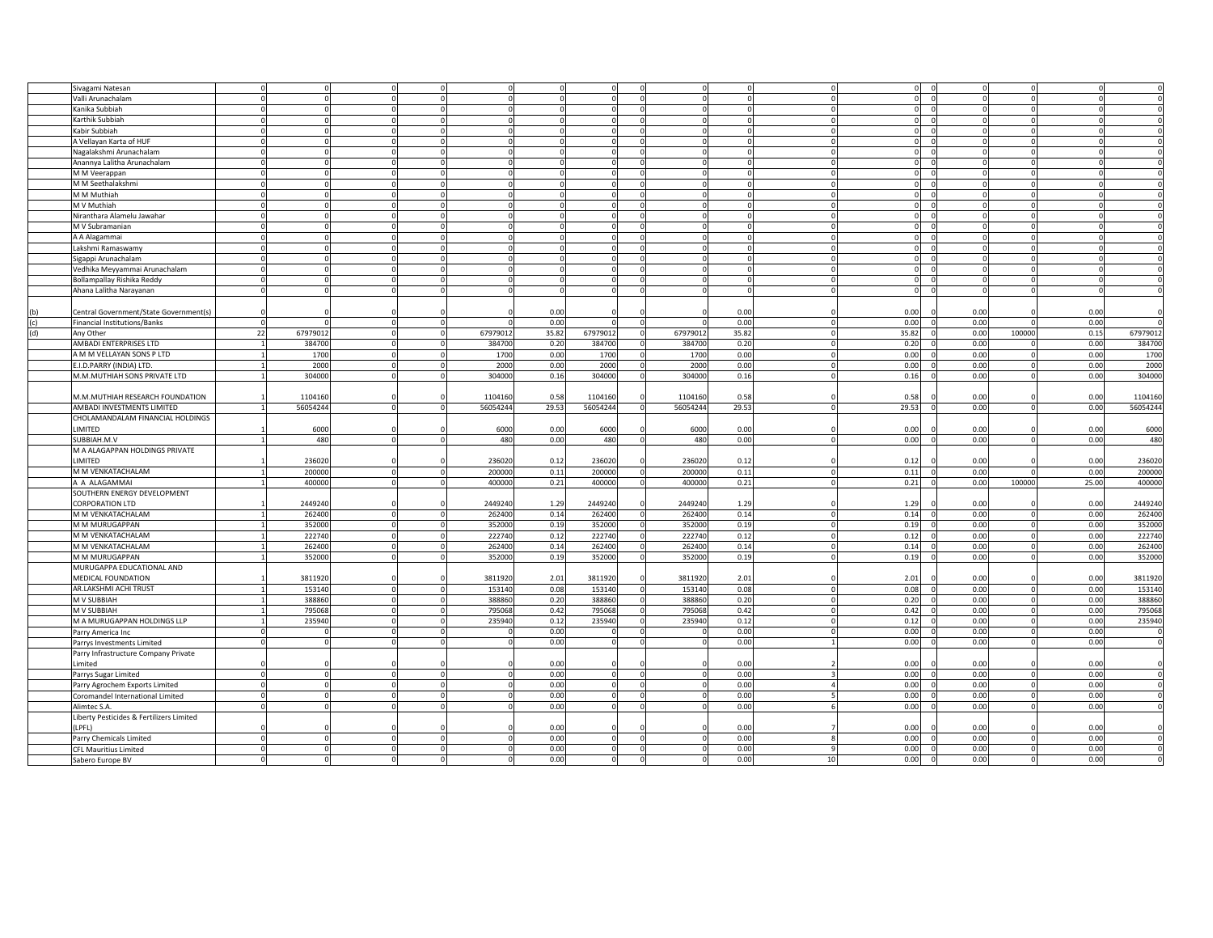| | | | | | | | | | | | | | | | | | | |
|---|---|---|---|---|---|---|---|---|---|---|---|---|---|---|---|---|---|---|
| | Sivagami Natesan | 0 | 0 | 0 | 0 | 0 | 0 | 0 | 0 | 0 | 0 | 0 | 0 | 0 | 0 | 0 | 0 | 0 |
| | Valli Arunachalam | 0 | 0 | 0 | 0 | 0 | 0 | 0 | 0 | 0 | 0 | 0 | 0 | 0 | 0 | 0 | 0 | 0 |
| | Kanika Subbiah | 0 | 0 | 0 | 0 | 0 | 0 | 0 | 0 | 0 | 0 | 0 | 0 | 0 | 0 | 0 | 0 | 0 |
| | Karthik Subbiah | 0 | 0 | 0 | 0 | 0 | 0 | 0 | 0 | 0 | 0 | 0 | 0 | 0 | 0 | 0 | 0 | 0 |
| | Kabir Subbiah | 0 | 0 | 0 | 0 | 0 | 0 | 0 | 0 | 0 | 0 | 0 | 0 | 0 | 0 | 0 | 0 | 0 |
| | A Vellayan Karta of HUF | 0 | 0 | 0 | 0 | 0 | 0 | 0 | 0 | 0 | 0 | 0 | 0 | 0 | 0 | 0 | 0 | 0 |
| | Nagalakshmi Arunachalam | 0 | 0 | 0 | 0 | 0 | 0 | 0 | 0 | 0 | 0 | 0 | 0 | 0 | 0 | 0 | 0 | 0 |
| | Anannya Lalitha Arunachalam | 0 | 0 | 0 | 0 | 0 | 0 | 0 | 0 | 0 | 0 | 0 | 0 | 0 | 0 | 0 | 0 | 0 |
| | M M Veerappan | 0 | 0 | 0 | 0 | 0 | 0 | 0 | 0 | 0 | 0 | 0 | 0 | 0 | 0 | 0 | 0 | 0 |
| | M M Seethalakshmi | 0 | 0 | 0 | 0 | 0 | 0 | 0 | 0 | 0 | 0 | 0 | 0 | 0 | 0 | 0 | 0 | 0 |
| | M M Muthiah | 0 | 0 | 0 | 0 | 0 | 0 | 0 | 0 | 0 | 0 | 0 | 0 | 0 | 0 | 0 | 0 | 0 |
| | M V Muthiah | 0 | 0 | 0 | 0 | 0 | 0 | 0 | 0 | 0 | 0 | 0 | 0 | 0 | 0 | 0 | 0 | 0 |
| | Niranthara Alamelu Jawahar | 0 | 0 | 0 | 0 | 0 | 0 | 0 | 0 | 0 | 0 | 0 | 0 | 0 | 0 | 0 | 0 | 0 |
| | M V Subramanian | 0 | 0 | 0 | 0 | 0 | 0 | 0 | 0 | 0 | 0 | 0 | 0 | 0 | 0 | 0 | 0 | 0 |
| | A A Alagammai | 0 | 0 | 0 | 0 | 0 | 0 | 0 | 0 | 0 | 0 | 0 | 0 | 0 | 0 | 0 | 0 | 0 |
| | Lakshmi Ramaswamy | 0 | 0 | 0 | 0 | 0 | 0 | 0 | 0 | 0 | 0 | 0 | 0 | 0 | 0 | 0 | 0 | 0 |
| | Sigappi Arunachalam | 0 | 0 | 0 | 0 | 0 | 0 | 0 | 0 | 0 | 0 | 0 | 0 | 0 | 0 | 0 | 0 | 0 |
| | Vedhika Meyyammai Arunachalam | 0 | 0 | 0 | 0 | 0 | 0 | 0 | 0 | 0 | 0 | 0 | 0 | 0 | 0 | 0 | 0 | 0 |
| | Bollampallay Rishika Reddy | 0 | 0 | 0 | 0 | 0 | 0 | 0 | 0 | 0 | 0 | 0 | 0 | 0 | 0 | 0 | 0 | 0 |
| | Ahana Lalitha Narayanan | 0 | 0 | 0 | 0 | 0 | 0 | 0 | 0 | 0 | 0 | 0 | 0 | 0 | 0 | 0 | 0 | 0 |
| (b) | Central Government/State Government(s) | 0 | 0 | 0 | 0 | 0 | 0.00 | 0 | 0 | 0 | 0.00 | 0 | 0.00 | 0 | 0.00 | 0 | 0.00 | 0 |
| (c) | Financial Institutions/Banks | 0 | 0 | 0 | 0 | 0 | 0.00 | 0 | 0 | 0 | 0.00 | 0 | 0.00 | 0 | 0.00 | 0 | 0.00 | 0 |
| (d) | Any Other | 22 | 67979012 | 0 | 0 | 67979012 | 35.82 | 67979012 | 0 | 67979012 | 35.82 | 0 | 35.82 | 0 | 0.00 | 100000 | 0.15 | 67979012 |
| | AMBADI ENTERPRISES LTD | 1 | 384700 | 0 | 0 | 384700 | 0.20 | 384700 | 0 | 384700 | 0.20 | 0 | 0.20 | 0 | 0.00 | 0 | 0.00 | 384700 |
| | A M M VELLAYAN SONS P LTD | 1 | 1700 | 0 | 0 | 1700 | 0.00 | 1700 | 0 | 1700 | 0.00 | 0 | 0.00 | 0 | 0.00 | 0 | 0.00 | 1700 |
| | E.I.D.PARRY (INDIA) LTD. | 1 | 2000 | 0 | 0 | 2000 | 0.00 | 2000 | 0 | 2000 | 0.00 | 0 | 0.00 | 0 | 0.00 | 0 | 0.00 | 2000 |
| | M.M.MUTHIAH SONS PRIVATE LTD | 1 | 304000 | 0 | 0 | 304000 | 0.16 | 304000 | 0 | 304000 | 0.16 | 0 | 0.16 | 0 | 0.00 | 0 | 0.00 | 304000 |
| | M.M.MUTHIAH RESEARCH FOUNDATION | 1 | 1104160 | 0 | 0 | 1104160 | 0.58 | 1104160 | 0 | 1104160 | 0.58 | 0 | 0.58 | 0 | 0.00 | 0 | 0.00 | 1104160 |
| | AMBADI INVESTMENTS LIMITED | 1 | 56054244 | 0 | 0 | 56054244 | 29.53 | 56054244 | 0 | 56054244 | 29.53 | 0 | 29.53 | 0 | 0.00 | 0 | 0.00 | 56054244 |
| | CHOLAMANDALAM FINANCIAL HOLDINGS LIMITED | 1 | 6000 | 0 | 0 | 6000 | 0.00 | 6000 | 0 | 6000 | 0.00 | 0 | 0.00 | 0 | 0.00 | 0 | 0.00 | 6000 |
| | SUBBIAH.M.V | 1 | 480 | 0 | 0 | 480 | 0.00 | 480 | 0 | 480 | 0.00 | 0 | 0.00 | 0 | 0.00 | 0 | 0.00 | 480 |
| | M A ALAGAPPAN HOLDINGS PRIVATE LIMITED | 1 | 236020 | 0 | 0 | 236020 | 0.12 | 236020 | 0 | 236020 | 0.12 | 0 | 0.12 | 0 | 0.00 | 0 | 0.00 | 236020 |
| | M M VENKATACHALAM | 1 | 200000 | 0 | 0 | 200000 | 0.11 | 200000 | 0 | 200000 | 0.11 | 0 | 0.11 | 0 | 0.00 | 0 | 0.00 | 200000 |
| | A A ALAGAMMAI | 1 | 400000 | 0 | 0 | 400000 | 0.21 | 400000 | 0 | 400000 | 0.21 | 0 | 0.21 | 0 | 0.00 | 100000 | 25.00 | 400000 |
| | SOUTHERN ENERGY DEVELOPMENT CORPORATION LTD | 1 | 2449240 | 0 | 0 | 2449240 | 1.29 | 2449240 | 0 | 2449240 | 1.29 | 0 | 1.29 | 0 | 0.00 | 0 | 0.00 | 2449240 |
| | M M VENKATACHALAM | 1 | 262400 | 0 | 0 | 262400 | 0.14 | 262400 | 0 | 262400 | 0.14 | 0 | 0.14 | 0 | 0.00 | 0 | 0.00 | 262400 |
| | M M MURUGAPPAN | 1 | 352000 | 0 | 0 | 352000 | 0.19 | 352000 | 0 | 352000 | 0.19 | 0 | 0.19 | 0 | 0.00 | 0 | 0.00 | 352000 |
| | M M VENKATACHALAM | 1 | 222740 | 0 | 0 | 222740 | 0.12 | 222740 | 0 | 222740 | 0.12 | 0 | 0.12 | 0 | 0.00 | 0 | 0.00 | 222740 |
| | M M VENKATACHALAM | 1 | 262400 | 0 | 0 | 262400 | 0.14 | 262400 | 0 | 262400 | 0.14 | 0 | 0.14 | 0 | 0.00 | 0 | 0.00 | 262400 |
| | M M MURUGAPPAN | 1 | 352000 | 0 | 0 | 352000 | 0.19 | 352000 | 0 | 352000 | 0.19 | 0 | 0.19 | 0 | 0.00 | 0 | 0.00 | 352000 |
| | MURUGAPPA EDUCATIONAL AND MEDICAL FOUNDATION | 1 | 3811920 | 0 | 0 | 3811920 | 2.01 | 3811920 | 0 | 3811920 | 2.01 | 0 | 2.01 | 0 | 0.00 | 0 | 0.00 | 3811920 |
| | AR.LAKSHMI ACHI TRUST | 1 | 153140 | 0 | 0 | 153140 | 0.08 | 153140 | 0 | 153140 | 0.08 | 0 | 0.08 | 0 | 0.00 | 0 | 0.00 | 153140 |
| | M V SUBBIAH | 1 | 388860 | 0 | 0 | 388860 | 0.20 | 388860 | 0 | 388860 | 0.20 | 0 | 0.20 | 0 | 0.00 | 0 | 0.00 | 388860 |
| | M V SUBBIAH | 1 | 795068 | 0 | 0 | 795068 | 0.42 | 795068 | 0 | 795068 | 0.42 | 0 | 0.42 | 0 | 0.00 | 0 | 0.00 | 795068 |
| | M A MURUGAPPAN HOLDINGS LLP | 1 | 235940 | 0 | 0 | 235940 | 0.12 | 235940 | 0 | 235940 | 0.12 | 0 | 0.12 | 0 | 0.00 | 0 | 0.00 | 235940 |
| | Parry America Inc | 0 | 0 | 0 | 0 | 0 | 0.00 | 0 | 0 | 0 | 0.00 | 0 | 0.00 | 0 | 0.00 | 0 | 0.00 | 0 |
| | Parrys Investments Limited | 0 | 0 | 0 | 0 | 0 | 0.00 | 0 | 0 | 0 | 0.00 | 1 | 0.00 | 0 | 0.00 | 0 | 0.00 | 0 |
| | Parry Infrastructure Company Private Limited | 0 | 0 | 0 | 0 | 0 | 0.00 | 0 | 0 | 0 | 0.00 | 2 | 0.00 | 0 | 0.00 | 0 | 0.00 | 0 |
| | Parrys Sugar Limited | 0 | 0 | 0 | 0 | 0 | 0.00 | 0 | 0 | 0 | 0.00 | 3 | 0.00 | 0 | 0.00 | 0 | 0.00 | 0 |
| | Parry Agrochem Exports Limited | 0 | 0 | 0 | 0 | 0 | 0.00 | 0 | 0 | 0 | 0.00 | 4 | 0.00 | 0 | 0.00 | 0 | 0.00 | 0 |
| | Coromandel International Limited | 0 | 0 | 0 | 0 | 0 | 0.00 | 0 | 0 | 0 | 0.00 | 5 | 0.00 | 0 | 0.00 | 0 | 0.00 | 0 |
| | Alimtec S.A. | 0 | 0 | 0 | 0 | 0 | 0.00 | 0 | 0 | 0 | 0.00 | 6 | 0.00 | 0 | 0.00 | 0 | 0.00 | 0 |
| | Liberty Pesticides & Fertilizers Limited (LPFL) | 0 | 0 | 0 | 0 | 0 | 0.00 | 0 | 0 | 0 | 0.00 | 7 | 0.00 | 0 | 0.00 | 0 | 0.00 | 0 |
| | Parry Chemicals Limited | 0 | 0 | 0 | 0 | 0 | 0.00 | 0 | 0 | 0 | 0.00 | 8 | 0.00 | 0 | 0.00 | 0 | 0.00 | 0 |
| | CFL Mauritius Limited | 0 | 0 | 0 | 0 | 0 | 0.00 | 0 | 0 | 0 | 0.00 | 9 | 0.00 | 0 | 0.00 | 0 | 0.00 | 0 |
| | Sabero Europe BV | 0 | 0 | 0 | 0 | 0 | 0.00 | 0 | 0 | 0 | 0.00 | 10 | 0.00 | 0 | 0.00 | 0 | 0.00 | 0 |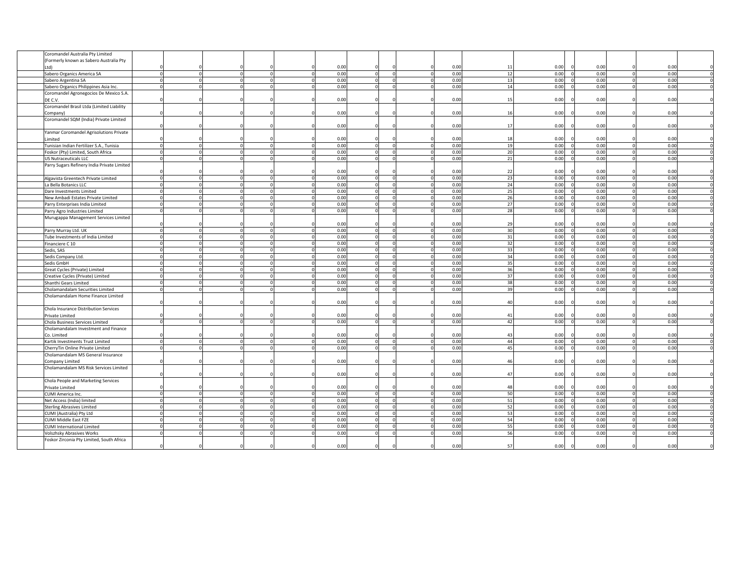| | | | | | | | | | | | | | | | | | | |
|---|---|---|---|---|---|---|---|---|---|---|---|---|---|---|---|---|---|---|
| | Coromandel Australia Pty Limited (Formerly known as Sabero Australia Pty Ltd) | 0 | 0 | 0 | 0 | 0 | 0.00 | 0 | 0 | 0 | 0.00 | 11 | 0.00 | 0 | 0.00 | 0 | 0.00 | 0 |
| | Sabero Organics America SA | 0 | 0 | 0 | 0 | 0 | 0.00 | 0 | 0 | 0 | 0.00 | 12 | 0.00 | 0 | 0.00 | 0 | 0.00 | 0 |
| | Sabero Argentina SA | 0 | 0 | 0 | 0 | 0 | 0.00 | 0 | 0 | 0 | 0.00 | 13 | 0.00 | 0 | 0.00 | 0 | 0.00 | 0 |
| | Sabero Organics Philippines Asia Inc. | 0 | 0 | 0 | 0 | 0 | 0.00 | 0 | 0 | 0 | 0.00 | 14 | 0.00 | 0 | 0.00 | 0 | 0.00 | 0 |
| | Coromandel Agronegocios De Mexico S.A. DE C.V. | 0 | 0 | 0 | 0 | 0 | 0.00 | 0 | 0 | 0 | 0.00 | 15 | 0.00 | 0 | 0.00 | 0 | 0.00 | 0 |
| | Coromandel Brasil Ltda (Limited Liability Company) | 0 | 0 | 0 | 0 | 0 | 0.00 | 0 | 0 | 0 | 0.00 | 16 | 0.00 | 0 | 0.00 | 0 | 0.00 | 0 |
| | Coromandel SQM (India) Private Limited | 0 | 0 | 0 | 0 | 0 | 0.00 | 0 | 0 | 0 | 0.00 | 17 | 0.00 | 0 | 0.00 | 0 | 0.00 | 0 |
| | Yanmar Coromandel Agrisolutions Private Limited | 0 | 0 | 0 | 0 | 0 | 0.00 | 0 | 0 | 0 | 0.00 | 18 | 0.00 | 0 | 0.00 | 0 | 0.00 | 0 |
| | Tunisian Indian Fertilizer S.A., Tunisia | 0 | 0 | 0 | 0 | 0 | 0.00 | 0 | 0 | 0 | 0.00 | 19 | 0.00 | 0 | 0.00 | 0 | 0.00 | 0 |
| | Foskor (Pty) Limited, South Africa | 0 | 0 | 0 | 0 | 0 | 0.00 | 0 | 0 | 0 | 0.00 | 20 | 0.00 | 0 | 0.00 | 0 | 0.00 | 0 |
| | US Nutraceuticals LLC | 0 | 0 | 0 | 0 | 0 | 0.00 | 0 | 0 | 0 | 0.00 | 21 | 0.00 | 0 | 0.00 | 0 | 0.00 | 0 |
| | Parry Sugars Refinery India Private Limited | 0 | 0 | 0 | 0 | 0 | 0.00 | 0 | 0 | 0 | 0.00 | 22 | 0.00 | 0 | 0.00 | 0 | 0.00 | 0 |
| | Algavista Greentech Private Limited | 0 | 0 | 0 | 0 | 0 | 0.00 | 0 | 0 | 0 | 0.00 | 23 | 0.00 | 0 | 0.00 | 0 | 0.00 | 0 |
| | La Bella Botanics LLC | 0 | 0 | 0 | 0 | 0 | 0.00 | 0 | 0 | 0 | 0.00 | 24 | 0.00 | 0 | 0.00 | 0 | 0.00 | 0 |
| | Dare Investments Limited | 0 | 0 | 0 | 0 | 0 | 0.00 | 0 | 0 | 0 | 0.00 | 25 | 0.00 | 0 | 0.00 | 0 | 0.00 | 0 |
| | New Ambadi Estates Private Limited | 0 | 0 | 0 | 0 | 0 | 0.00 | 0 | 0 | 0 | 0.00 | 26 | 0.00 | 0 | 0.00 | 0 | 0.00 | 0 |
| | Parry Enterprises India Limited | 0 | 0 | 0 | 0 | 0 | 0.00 | 0 | 0 | 0 | 0.00 | 27 | 0.00 | 0 | 0.00 | 0 | 0.00 | 0 |
| | Parry Agro Industries Limited | 0 | 0 | 0 | 0 | 0 | 0.00 | 0 | 0 | 0 | 0.00 | 28 | 0.00 | 0 | 0.00 | 0 | 0.00 | 0 |
| | Murugappa Management Services Limited | 0 | 0 | 0 | 0 | 0 | 0.00 | 0 | 0 | 0 | 0.00 | 29 | 0.00 | 0 | 0.00 | 0 | 0.00 | 0 |
| | Parry Murray Ltd. UK | 0 | 0 | 0 | 0 | 0 | 0.00 | 0 | 0 | 0 | 0.00 | 30 | 0.00 | 0 | 0.00 | 0 | 0.00 | 0 |
| | Tube Investments of India Limited | 0 | 0 | 0 | 0 | 0 | 0.00 | 0 | 0 | 0 | 0.00 | 31 | 0.00 | 0 | 0.00 | 0 | 0.00 | 0 |
| | Financiere C 10 | 0 | 0 | 0 | 0 | 0 | 0.00 | 0 | 0 | 0 | 0.00 | 32 | 0.00 | 0 | 0.00 | 0 | 0.00 | 0 |
| | Sedis, SAS | 0 | 0 | 0 | 0 | 0 | 0.00 | 0 | 0 | 0 | 0.00 | 33 | 0.00 | 0 | 0.00 | 0 | 0.00 | 0 |
| | Sedis Company Ltd. | 0 | 0 | 0 | 0 | 0 | 0.00 | 0 | 0 | 0 | 0.00 | 34 | 0.00 | 0 | 0.00 | 0 | 0.00 | 0 |
| | Sedis GmbH | 0 | 0 | 0 | 0 | 0 | 0.00 | 0 | 0 | 0 | 0.00 | 35 | 0.00 | 0 | 0.00 | 0 | 0.00 | 0 |
| | Great Cycles (Private) Limited | 0 | 0 | 0 | 0 | 0 | 0.00 | 0 | 0 | 0 | 0.00 | 36 | 0.00 | 0 | 0.00 | 0 | 0.00 | 0 |
| | Creative Cycles (Private) Limited | 0 | 0 | 0 | 0 | 0 | 0.00 | 0 | 0 | 0 | 0.00 | 37 | 0.00 | 0 | 0.00 | 0 | 0.00 | 0 |
| | Shanthi Gears Limited | 0 | 0 | 0 | 0 | 0 | 0.00 | 0 | 0 | 0 | 0.00 | 38 | 0.00 | 0 | 0.00 | 0 | 0.00 | 0 |
| | Cholamandalam Securities Limited | 0 | 0 | 0 | 0 | 0 | 0.00 | 0 | 0 | 0 | 0.00 | 39 | 0.00 | 0 | 0.00 | 0 | 0.00 | 0 |
| | Cholamandalam Home Finance Limited | 0 | 0 | 0 | 0 | 0 | 0.00 | 0 | 0 | 0 | 0.00 | 40 | 0.00 | 0 | 0.00 | 0 | 0.00 | 0 |
| | Chola Insurance Distribution Services Private Limited | 0 | 0 | 0 | 0 | 0 | 0.00 | 0 | 0 | 0 | 0.00 | 41 | 0.00 | 0 | 0.00 | 0 | 0.00 | 0 |
| | Chola Business Services Limited | 0 | 0 | 0 | 0 | 0 | 0.00 | 0 | 0 | 0 | 0.00 | 42 | 0.00 | 0 | 0.00 | 0 | 0.00 | 0 |
| | Cholamandalam Investment and Finance Co. Limited | 0 | 0 | 0 | 0 | 0 | 0.00 | 0 | 0 | 0 | 0.00 | 43 | 0.00 | 0 | 0.00 | 0 | 0.00 | 0 |
| | Kartik Investments Trust Limited | 0 | 0 | 0 | 0 | 0 | 0.00 | 0 | 0 | 0 | 0.00 | 44 | 0.00 | 0 | 0.00 | 0 | 0.00 | 0 |
| | CherryTin Online Private Limited | 0 | 0 | 0 | 0 | 0 | 0.00 | 0 | 0 | 0 | 0.00 | 45 | 0.00 | 0 | 0.00 | 0 | 0.00 | 0 |
| | Cholamandalam MS General Insurance Company Limited | 0 | 0 | 0 | 0 | 0 | 0.00 | 0 | 0 | 0 | 0.00 | 46 | 0.00 | 0 | 0.00 | 0 | 0.00 | 0 |
| | Cholamandalam MS Risk Services Limited | 0 | 0 | 0 | 0 | 0 | 0.00 | 0 | 0 | 0 | 0.00 | 47 | 0.00 | 0 | 0.00 | 0 | 0.00 | 0 |
| | Chola People and Marketing Services Private Limited | 0 | 0 | 0 | 0 | 0 | 0.00 | 0 | 0 | 0 | 0.00 | 48 | 0.00 | 0 | 0.00 | 0 | 0.00 | 0 |
| | CUMI America Inc. | 0 | 0 | 0 | 0 | 0 | 0.00 | 0 | 0 | 0 | 0.00 | 50 | 0.00 | 0 | 0.00 | 0 | 0.00 | 0 |
| | Net Access (India) limited | 0 | 0 | 0 | 0 | 0 | 0.00 | 0 | 0 | 0 | 0.00 | 51 | 0.00 | 0 | 0.00 | 0 | 0.00 | 0 |
| | Sterling Abrasives Limited | 0 | 0 | 0 | 0 | 0 | 0.00 | 0 | 0 | 0 | 0.00 | 52 | 0.00 | 0 | 0.00 | 0 | 0.00 | 0 |
| | CUMI (Australia) Pty Ltd | 0 | 0 | 0 | 0 | 0 | 0.00 | 0 | 0 | 0 | 0.00 | 53 | 0.00 | 0 | 0.00 | 0 | 0.00 | 0 |
| | CUMI Middle East FZE | 0 | 0 | 0 | 0 | 0 | 0.00 | 0 | 0 | 0 | 0.00 | 54 | 0.00 | 0 | 0.00 | 0 | 0.00 | 0 |
| | CUMI International Limited | 0 | 0 | 0 | 0 | 0 | 0.00 | 0 | 0 | 0 | 0.00 | 55 | 0.00 | 0 | 0.00 | 0 | 0.00 | 0 |
| | Volszhsky Abrasives Works | 0 | 0 | 0 | 0 | 0 | 0.00 | 0 | 0 | 0 | 0.00 | 56 | 0.00 | 0 | 0.00 | 0 | 0.00 | 0 |
| | Foskor Zirconia Pty Limited, South Africa | 0 | 0 | 0 | 0 | 0 | 0.00 | 0 | 0 | 0 | 0.00 | 57 | 0.00 | 0 | 0.00 | 0 | 0.00 | 0 |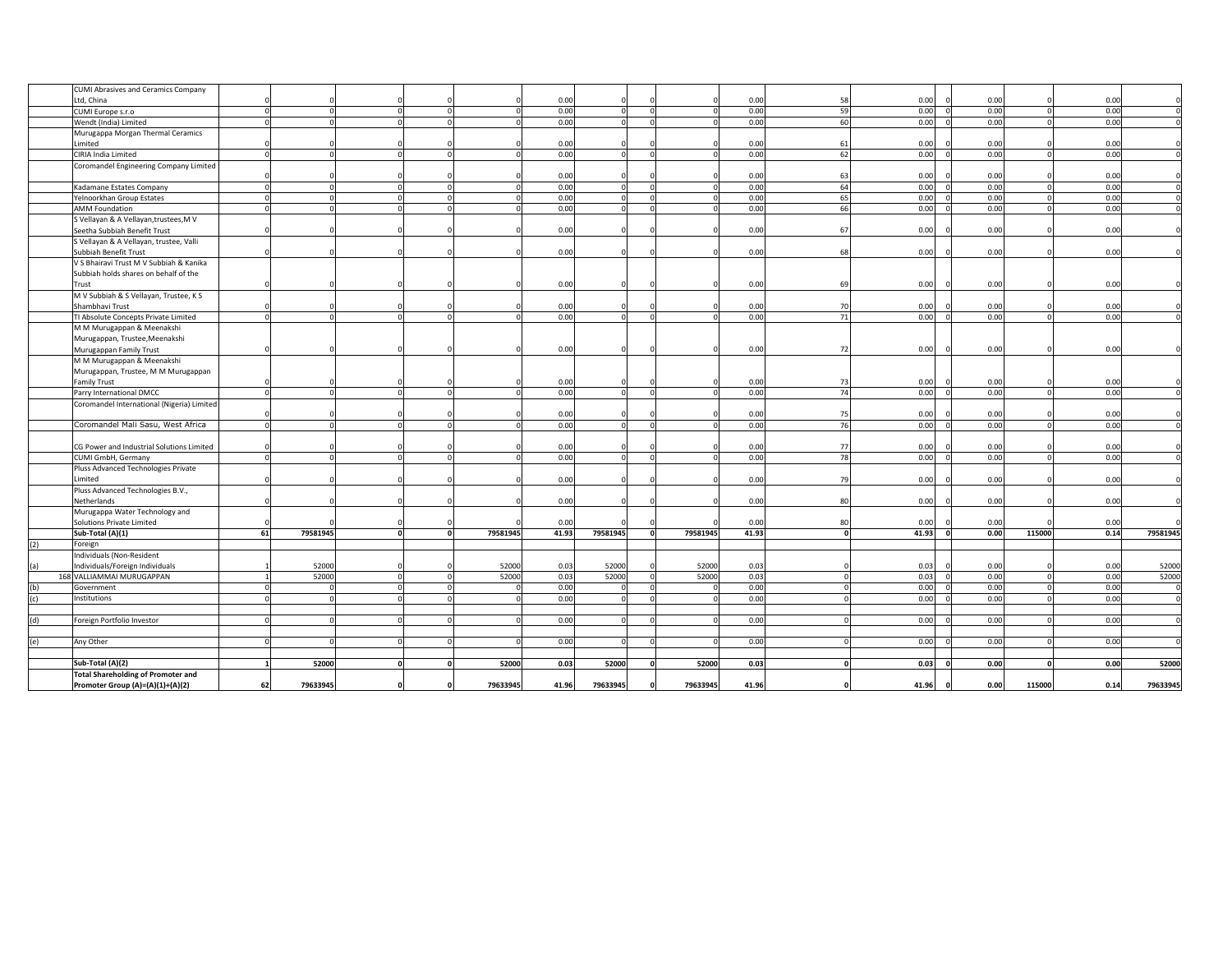| | | | | | | | | | | | | | | | | | | |
|---|---|---|---|---|---|---|---|---|---|---|---|---|---|---|---|---|---|---|
| | CUMI Abrasives and Ceramics Company Ltd, China | 0 | 0 | 0 | 0 | 0 | 0.00 | 0 | 0 | 0 | 0.00 | 58 | 0.00 | 0 | 0.00 | 0 | 0.00 | 0 |
| | CUMI Europe s.r.o | 0 | 0 | 0 | 0 | 0 | 0.00 | 0 | 0 | 0 | 0.00 | 59 | 0.00 | 0 | 0.00 | 0 | 0.00 | 0 |
| | Wendt (India) Limited | 0 | 0 | 0 | 0 | 0 | 0.00 | 0 | 0 | 0 | 0.00 | 60 | 0.00 | 0 | 0.00 | 0 | 0.00 | 0 |
| | Murugappa Morgan Thermal Ceramics Limited | 0 | 0 | 0 | 0 | 0 | 0.00 | 0 | 0 | 0 | 0.00 | 61 | 0.00 | 0 | 0.00 | 0 | 0.00 | 0 |
| | CIRIA India Limited | 0 | 0 | 0 | 0 | 0 | 0.00 | 0 | 0 | 0 | 0.00 | 62 | 0.00 | 0 | 0.00 | 0 | 0.00 | 0 |
| | Coromandel Engineering Company Limited | 0 | 0 | 0 | 0 | 0 | 0.00 | 0 | 0 | 0 | 0.00 | 63 | 0.00 | 0 | 0.00 | 0 | 0.00 | 0 |
| | Kadamane Estates Company | 0 | 0 | 0 | 0 | 0 | 0.00 | 0 | 0 | 0 | 0.00 | 64 | 0.00 | 0 | 0.00 | 0 | 0.00 | 0 |
| | Yelnoorkhan Group Estates | 0 | 0 | 0 | 0 | 0 | 0.00 | 0 | 0 | 0 | 0.00 | 65 | 0.00 | 0 | 0.00 | 0 | 0.00 | 0 |
| | AMM Foundation | 0 | 0 | 0 | 0 | 0 | 0.00 | 0 | 0 | 0 | 0.00 | 66 | 0.00 | 0 | 0.00 | 0 | 0.00 | 0 |
| | S Vellayan & A Vellayan,trustees,M V Seetha Subbiah Benefit Trust | 0 | 0 | 0 | 0 | 0 | 0.00 | 0 | 0 | 0 | 0.00 | 67 | 0.00 | 0 | 0.00 | 0 | 0.00 | 0 |
| | S Vellayan & A Vellayan, trustee, Valli Subbiah Benefit Trust | 0 | 0 | 0 | 0 | 0 | 0.00 | 0 | 0 | 0 | 0.00 | 68 | 0.00 | 0 | 0.00 | 0 | 0.00 | 0 |
| | V S Bhairavi Trust M V Subbiah & Kanika Subbiah holds shares on behalf of the Trust | 0 | 0 | 0 | 0 | 0 | 0.00 | 0 | 0 | 0 | 0.00 | 69 | 0.00 | 0 | 0.00 | 0 | 0.00 | 0 |
| | M V Subbiah & S Vellayan, Trustee, K S Shambhavi Trust | 0 | 0 | 0 | 0 | 0 | 0.00 | 0 | 0 | 0 | 0.00 | 70 | 0.00 | 0 | 0.00 | 0 | 0.00 | 0 |
| | TI Absolute Concepts Private Limited | 0 | 0 | 0 | 0 | 0 | 0.00 | 0 | 0 | 0 | 0.00 | 71 | 0.00 | 0 | 0.00 | 0 | 0.00 | 0 |
| | M M Murugappan & Meenakshi Murugappan, Trustee,Meenakshi Murugappan Family Trust | 0 | 0 | 0 | 0 | 0 | 0.00 | 0 | 0 | 0 | 0.00 | 72 | 0.00 | 0 | 0.00 | 0 | 0.00 | 0 |
| | M M Murugappan & Meenakshi Murugappan, Trustee, M M Murugappan Family Trust | 0 | 0 | 0 | 0 | 0 | 0.00 | 0 | 0 | 0 | 0.00 | 73 | 0.00 | 0 | 0.00 | 0 | 0.00 | 0 |
| | Parry International DMCC | 0 | 0 | 0 | 0 | 0 | 0.00 | 0 | 0 | 0 | 0.00 | 74 | 0.00 | 0 | 0.00 | 0 | 0.00 | 0 |
| | Coromandel International (Nigeria) Limited | 0 | 0 | 0 | 0 | 0 | 0.00 | 0 | 0 | 0 | 0.00 | 75 | 0.00 | 0 | 0.00 | 0 | 0.00 | 0 |
| | Coromandel Mali Sasu, West Africa | 0 | 0 | 0 | 0 | 0 | 0.00 | 0 | 0 | 0 | 0.00 | 76 | 0.00 | 0 | 0.00 | 0 | 0.00 | 0 |
| | CG Power and Industrial Solutions Limited | 0 | 0 | 0 | 0 | 0 | 0.00 | 0 | 0 | 0 | 0.00 | 77 | 0.00 | 0 | 0.00 | 0 | 0.00 | 0 |
| | CUMI GmbH, Germany | 0 | 0 | 0 | 0 | 0 | 0.00 | 0 | 0 | 0 | 0.00 | 78 | 0.00 | 0 | 0.00 | 0 | 0.00 | 0 |
| | Pluss Advanced Technologies Private Limited | 0 | 0 | 0 | 0 | 0 | 0.00 | 0 | 0 | 0 | 0.00 | 79 | 0.00 | 0 | 0.00 | 0 | 0.00 | 0 |
| | Pluss Advanced Technologies B.V., Netherlands | 0 | 0 | 0 | 0 | 0 | 0.00 | 0 | 0 | 0 | 0.00 | 80 | 0.00 | 0 | 0.00 | 0 | 0.00 | 0 |
| | Murugappa Water Technology and Solutions Private Limited | 0 | 0 | 0 | 0 | 0 | 0.00 | 0 | 0 | 0 | 0.00 | 80 | 0.00 | 0 | 0.00 | 0 | 0.00 | 0 |
| | **Sub-Total (A)(1)** | **61** | **79581945** | **0** | **0** | **79581945** | **41.93** | **79581945** | **0** | **79581945** | **41.93** | **0** | **41.93** | **0** | **0.00** | **115000** | **0.14** | **79581945** |
| (2) | Foreign | | | | | | | | | | | | | | | | | |
| (a) | Individuals (Non-Resident Individuals/Foreign Individuals | 1 | 52000 | 0 | 0 | 52000 | 0.03 | 52000 | 0 | 52000 | 0.03 | 0 | 0.03 | 0 | 0.00 | 0 | 0.00 | 52000 |
| 168 | VALLIAMMAI MURUGAPPAN | 1 | 52000 | 0 | 0 | 52000 | 0.03 | 52000 | 0 | 52000 | 0.03 | 0 | 0.03 | 0 | 0.00 | 0 | 0.00 | 52000 |
| (b) | Government | 0 | 0 | 0 | 0 | 0 | 0.00 | 0 | 0 | 0 | 0.00 | 0 | 0.00 | 0 | 0.00 | 0 | 0.00 | 0 |
| (c) | Institutions | 0 | 0 | 0 | 0 | 0 | 0.00 | 0 | 0 | 0 | 0.00 | 0 | 0.00 | 0 | 0.00 | 0 | 0.00 | 0 |
| (d) | Foreign Portfolio Investor | 0 | 0 | 0 | 0 | 0 | 0.00 | 0 | 0 | 0 | 0.00 | 0 | 0.00 | 0 | 0.00 | 0 | 0.00 | 0 |
| (e) | Any Other | 0 | 0 | 0 | 0 | 0 | 0.00 | 0 | 0 | 0 | 0.00 | 0 | 0.00 | 0 | 0.00 | 0 | 0.00 | 0 |
| | **Sub-Total (A)(2)** | **1** | **52000** | **0** | **0** | **52000** | **0.03** | **52000** | **0** | **52000** | **0.03** | **0** | **0.03** | **0** | **0.00** | **0** | **0.00** | **52000** |
| | **Total Shareholding of Promoter and Promoter Group (A)=(A)(1)+(A)(2)** | **62** | **79633945** | **0** | **0** | **79633945** | **41.96** | **79633945** | **0** | **79633945** | **41.96** | **0** | **41.96** | **0** | **0.00** | **115000** | **0.14** | **79633945** |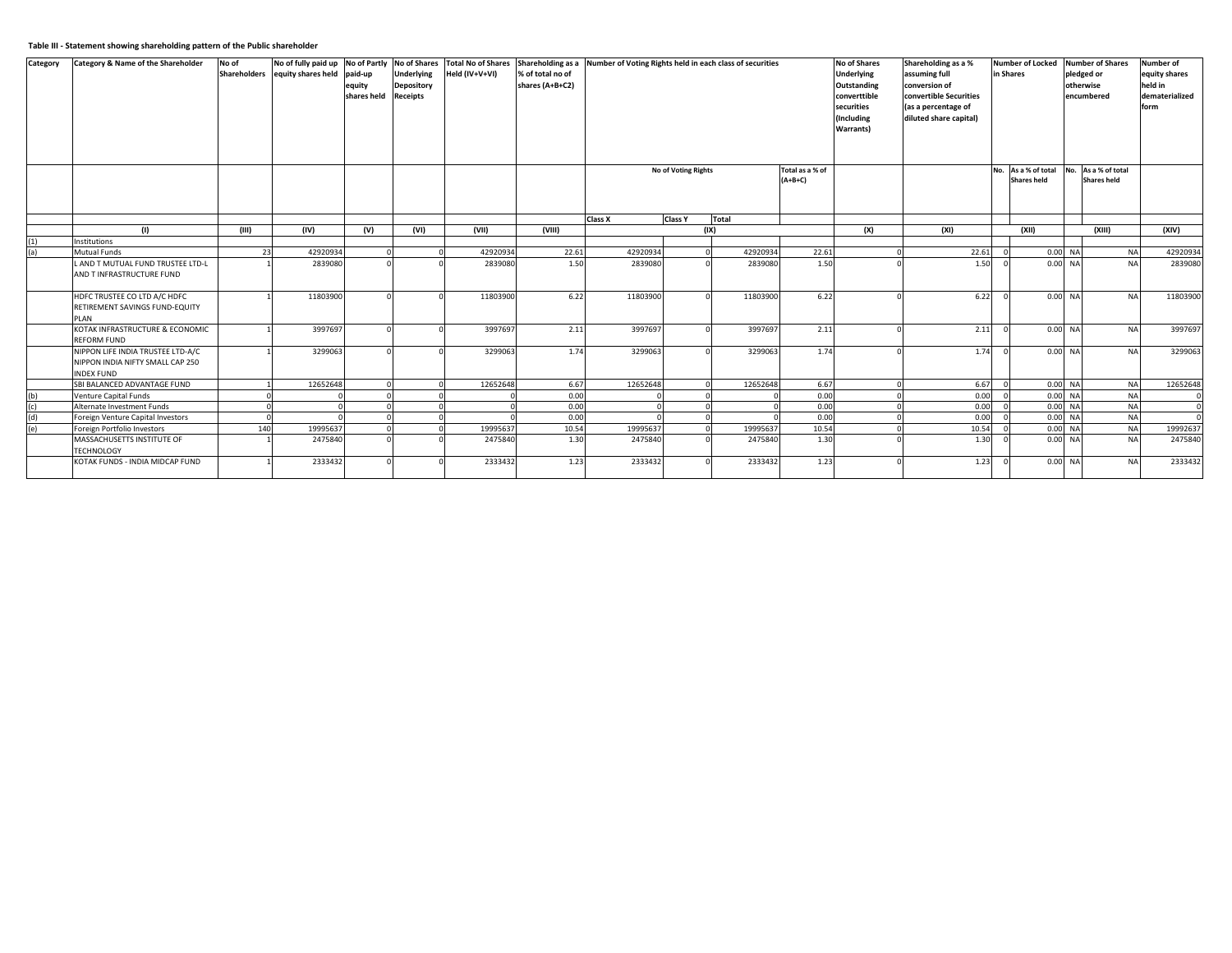**Table III - Statement showing shareholding pattern of the Public shareholder**

| Category | Category & Name of the Shareholder | No of Shareholders | No of fully paid up equity shares held | No of Partly paid-up equity shares held | No of Shares Underlying Depository Receipts | Total No of Shares Held (IV+V+VI) | Shareholding as a % of total no of shares (A+B+C2) | Number of Voting Rights held in each class of securities | | | | No of Shares Underlying Outstanding converttible securities (Including Warrants) | Shareholding as a % assuming full conversion of convertible Securities (as a percentage of diluted share capital) | Number of Locked in Shares | | Number of Shares pledged or otherwise encumbered | | Number of equity shares held in dematerialized form |
|---|---|---|---|---|---|---|---|---|---|---|---|---|---|---|---|---|---|---|
| | | | | | | | | No of Voting Rights | | | Total as a % of (A+B+C) | | | No. | As a % of total Shares held | No. | As a % of total Shares held | |
| | | | | | | | | Class X | Class Y | Total | | | | | | | | |
| | (I) | (III) | (IV) | (V) | (VI) | (VII) | (VIII) | (IX) | | | | (X) | (XI) | (XII) | | (XIII) | | (XIV) |
| (1) | Institutions | | | | | | | | | | | | | | | | | |
| (a) | Mutual Funds | 23 | 42920934 | 0 | 0 | 42920934 | 22.61 | 42920934 | 0 | 42920934 | 22.61 | 0 | 22.61 | 0 | 0.00 | NA | NA | 42920934 |
| | L AND T MUTUAL FUND TRUSTEE LTD-L AND T INFRASTRUCTURE FUND | 1 | 2839080 | 0 | 0 | 2839080 | 1.50 | 2839080 | 0 | 2839080 | 1.50 | 0 | 1.50 | 0 | 0.00 | NA | NA | 2839080 |
| | HDFC TRUSTEE CO LTD A/C HDFC RETIREMENT SAVINGS FUND-EQUITY PLAN | 1 | 11803900 | 0 | 0 | 11803900 | 6.22 | 11803900 | 0 | 11803900 | 6.22 | 0 | 6.22 | 0 | 0.00 | NA | NA | 11803900 |
| | KOTAK INFRASTRUCTURE & ECONOMIC REFORM FUND | 1 | 3997697 | 0 | 0 | 3997697 | 2.11 | 3997697 | 0 | 3997697 | 2.11 | 0 | 2.11 | 0 | 0.00 | NA | NA | 3997697 |
| | NIPPON LIFE INDIA TRUSTEE LTD-A/C NIPPON INDIA NIFTY SMALL CAP 250 INDEX FUND | 1 | 3299063 | 0 | 0 | 3299063 | 1.74 | 3299063 | 0 | 3299063 | 1.74 | 0 | 1.74 | 0 | 0.00 | NA | NA | 3299063 |
| | SBI BALANCED ADVANTAGE FUND | 1 | 12652648 | 0 | 0 | 12652648 | 6.67 | 12652648 | 0 | 12652648 | 6.67 | 0 | 6.67 | 0 | 0.00 | NA | NA | 12652648 |
| (b) | Venture Capital Funds | 0 | 0 | 0 | 0 | 0 | 0.00 | 0 | 0 | 0 | 0.00 | 0 | 0.00 | 0 | 0.00 | NA | NA | 0 |
| (c) | Alternate Investment Funds | 0 | 0 | 0 | 0 | 0 | 0.00 | 0 | 0 | 0 | 0.00 | 0 | 0.00 | 0 | 0.00 | NA | NA | 0 |
| (d) | Foreign Venture Capital Investors | 0 | 0 | 0 | 0 | 0 | 0.00 | 0 | 0 | 0 | 0.00 | 0 | 0.00 | 0 | 0.00 | NA | NA | 0 |
| (e) | Foreign Portfolio Investors | 140 | 19995637 | 0 | 0 | 19995637 | 10.54 | 19995637 | 0 | 19995637 | 10.54 | 0 | 10.54 | 0 | 0.00 | NA | NA | 19992637 |
| | MASSACHUSETTS INSTITUTE OF TECHNOLOGY | 1 | 2475840 | 0 | 0 | 2475840 | 1.30 | 2475840 | 0 | 2475840 | 1.30 | 0 | 1.30 | 0 | 0.00 | NA | NA | 2475840 |
| | KOTAK FUNDS - INDIA MIDCAP FUND | 1 | 2333432 | 0 | 0 | 2333432 | 1.23 | 2333432 | 0 | 2333432 | 1.23 | 0 | 1.23 | 0 | 0.00 | NA | NA | 2333432 |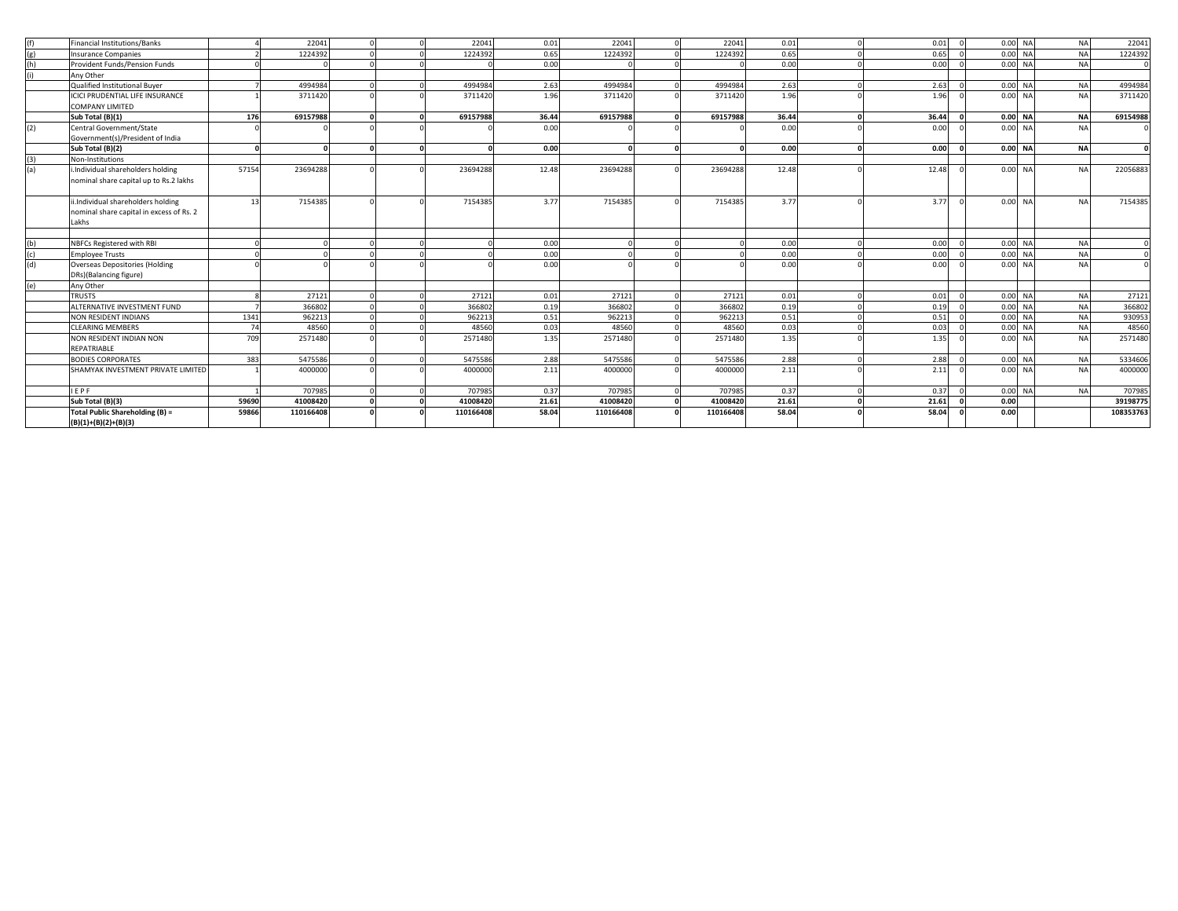| | | | | | | | | | | | | | | | | | | |
|---|---|---|---|---|---|---|---|---|---|---|---|---|---|---|---|---|---|---|
| (f) | Financial Institutions/Banks | 4 | 22041 | 0 | 0 | 22041 | 0.01 | 22041 | 0 | 22041 | 0.01 | 0 | 0.01 | 0 | 0.00 | NA | NA | 22041 |
| (g) | Insurance Companies | 2 | 1224392 | 0 | 0 | 1224392 | 0.65 | 1224392 | 0 | 1224392 | 0.65 | 0 | 0.65 | 0 | 0.00 | NA | NA | 1224392 |
| (h) | Provident Funds/Pension Funds | 0 | 0 | 0 | 0 | 0 | 0.00 | 0 | 0 | 0 | 0.00 | 0 | 0.00 | 0 | 0.00 | NA | NA | 0 |
| (i) | Any Other | | | | | | | | | | | | | | | | | |
| | Qualified Institutional Buyer | 7 | 4994984 | 0 | 0 | 4994984 | 2.63 | 4994984 | 0 | 4994984 | 2.63 | 0 | 2.63 | 0 | 0.00 | NA | NA | 4994984 |
| | ICICI PRUDENTIAL LIFE INSURANCE COMPANY LIMITED | 1 | 3711420 | 0 | 0 | 3711420 | 1.96 | 3711420 | 0 | 3711420 | 1.96 | 0 | 1.96 | 0 | 0.00 | NA | NA | 3711420 |
| | **Sub Total (B)(1)** | **176** | **69157988** | **0** | **0** | **69157988** | **36.44** | **69157988** | **0** | **69157988** | **36.44** | **0** | **36.44** | **0** | **0.00** | **NA** | **NA** | **69154988** |
| (2) | Central Government/State Government(s)/President of India | 0 | 0 | 0 | 0 | 0 | 0.00 | 0 | 0 | 0 | 0.00 | 0 | 0.00 | 0 | 0.00 | NA | NA | 0 |
| | **Sub Total (B)(2)** | **0** | **0** | **0** | **0** | **0** | **0.00** | **0** | **0** | **0** | **0.00** | **0** | **0.00** | **0** | **0.00** | **NA** | **NA** | **0** |
| (3) | Non-Institutions | | | | | | | | | | | | | | | | | |
| (a) | i.Individual shareholders holding nominal share capital up to Rs.2 lakhs | 57154 | 23694288 | 0 | 0 | 23694288 | 12.48 | 23694288 | 0 | 23694288 | 12.48 | 0 | 12.48 | 0 | 0.00 | NA | NA | 22056883 |
| | ii.Individual shareholders holding nominal share capital in excess of Rs. 2 Lakhs | 13 | 7154385 | 0 | 0 | 7154385 | 3.77 | 7154385 | 0 | 7154385 | 3.77 | 0 | 3.77 | 0 | 0.00 | NA | NA | 7154385 |
| | | | | | | | | | | | | | | | | | | |
| (b) | NBFCs Registered with RBI | 0 | 0 | 0 | 0 | 0 | 0.00 | 0 | 0 | 0 | 0.00 | 0 | 0.00 | 0 | 0.00 | NA | NA | 0 |
| (c) | Employee Trusts | 0 | 0 | 0 | 0 | 0 | 0.00 | 0 | 0 | 0 | 0.00 | 0 | 0.00 | 0 | 0.00 | NA | NA | 0 |
| (d) | Overseas Depositories (Holding DRs)(Balancing figure) | 0 | 0 | 0 | 0 | 0 | 0.00 | 0 | 0 | 0 | 0.00 | 0 | 0.00 | 0 | 0.00 | NA | NA | 0 |
| (e) | Any Other | | | | | | | | | | | | | | | | | |
| | TRUSTS | 8 | 27121 | 0 | 0 | 27121 | 0.01 | 27121 | 0 | 27121 | 0.01 | 0 | 0.01 | 0 | 0.00 | NA | NA | 27121 |
| | ALTERNATIVE INVESTMENT FUND | 7 | 366802 | 0 | 0 | 366802 | 0.19 | 366802 | 0 | 366802 | 0.19 | 0 | 0.19 | 0 | 0.00 | NA | NA | 366802 |
| | NON RESIDENT INDIANS | 1341 | 962213 | 0 | 0 | 962213 | 0.51 | 962213 | 0 | 962213 | 0.51 | 0 | 0.51 | 0 | 0.00 | NA | NA | 930953 |
| | CLEARING MEMBERS | 74 | 48560 | 0 | 0 | 48560 | 0.03 | 48560 | 0 | 48560 | 0.03 | 0 | 0.03 | 0 | 0.00 | NA | NA | 48560 |
| | NON RESIDENT INDIAN NON REPATRIABLE | 709 | 2571480 | 0 | 0 | 2571480 | 1.35 | 2571480 | 0 | 2571480 | 1.35 | 0 | 1.35 | 0 | 0.00 | NA | NA | 2571480 |
| | BODIES CORPORATES | 383 | 5475586 | 0 | 0 | 5475586 | 2.88 | 5475586 | 0 | 5475586 | 2.88 | 0 | 2.88 | 0 | 0.00 | NA | NA | 5334606 |
| | SHAMYAK INVESTMENT PRIVATE LIMITED | 1 | 4000000 | 0 | 0 | 4000000 | 2.11 | 4000000 | 0 | 4000000 | 2.11 | 0 | 2.11 | 0 | 0.00 | NA | NA | 4000000 |
| | I E P F | 1 | 707985 | 0 | 0 | 707985 | 0.37 | 707985 | 0 | 707985 | 0.37 | 0 | 0.37 | 0 | 0.00 | NA | NA | 707985 |
| | **Sub Total (B)(3)** | **59690** | **41008420** | **0** | **0** | **41008420** | **21.61** | **41008420** | **0** | **41008420** | **21.61** | **0** | **21.61** | **0** | **0.00** | | | **39198775** |
| | **Total Public Shareholding (B) = (B)(1)+(B)(2)+(B)(3)** | **59866** | **110166408** | **0** | **0** | **110166408** | **58.04** | **110166408** | **0** | **110166408** | **58.04** | **0** | **58.04** | **0** | **0.00** | | | **108353763** |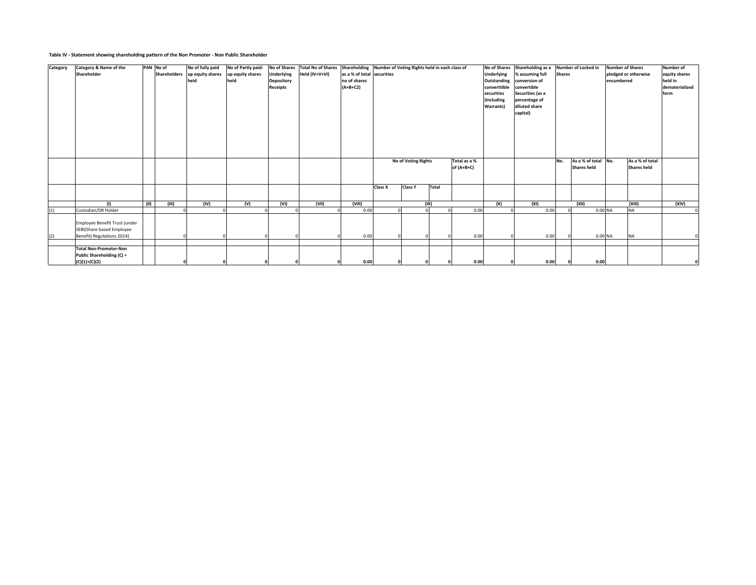**Table IV - Statement showing shareholding pattern of the Non Promoter - Non Public Shareholder**

| Category | Category & Name of the Shareholder | PAN | No of Shareholders | No of fully paid up equity shares held | No of Partly paid-up equity shares held | No of Shares Underlying Depository Receipts | Total No of Shares Held (IV+V+VI) | Shareholding as a % of total no of shares (A+B+C2) | Number of Voting Rights held in each class of securities | | | | No of Shares Underlying Outstanding converttible securities (Including Warrants) | Shareholding as a % assuming full conversion of convertible Securities (as a percentage of diluted share capital) | Number of Locked in Shares | | Number of Shares pledged or otherwise encumbered | | Number of equity shares held in dematerialized form |
|---|---|---|---|---|---|---|---|---|---|---|---|---|---|---|---|---|---|---|---|
| | | | | | | | | | No of Voting Rights | | | Total as a % of (A+B+C) | | | No. | As a % of total Shares held | No. | As a % of total Shares held | |
| | | | | | | | | | Class X | Class Y | Total | | | | | | | | |
| | (I) | (II) | (III) | (IV) | (V) | (VI) | (VII) | (VIII) | (IX) | | | | (X) | (XI) | (XII) | | (XIII) | | (XIV) |
| (1) | Custodian/DR Holder | | 0 | 0 | 0 | 0 | 0 | 0.00 | 0 | 0 | 0 | 0.00 | 0 | 0.00 | 0 | 0.00 | NA | NA | 0 |
| (2) | Employee Benefit Trust (under SEBI(Share based Employee Benefit) Regulations 2014) | | 0 | 0 | 0 | 0 | 0 | 0.00 | 0 | 0 | 0 | 0.00 | 0 | 0.00 | 0 | 0.00 | NA | NA | 0 |
| | **Total Non-Promoter-Non Public Shareholding (C) = (C)(1)+(C)(2)** | | **0** | **0** | **0** | **0** | **0** | **0.00** | **0** | **0** | **0** | **0.00** | **0** | **0.00** | **0** | **0.00** | | | **0** |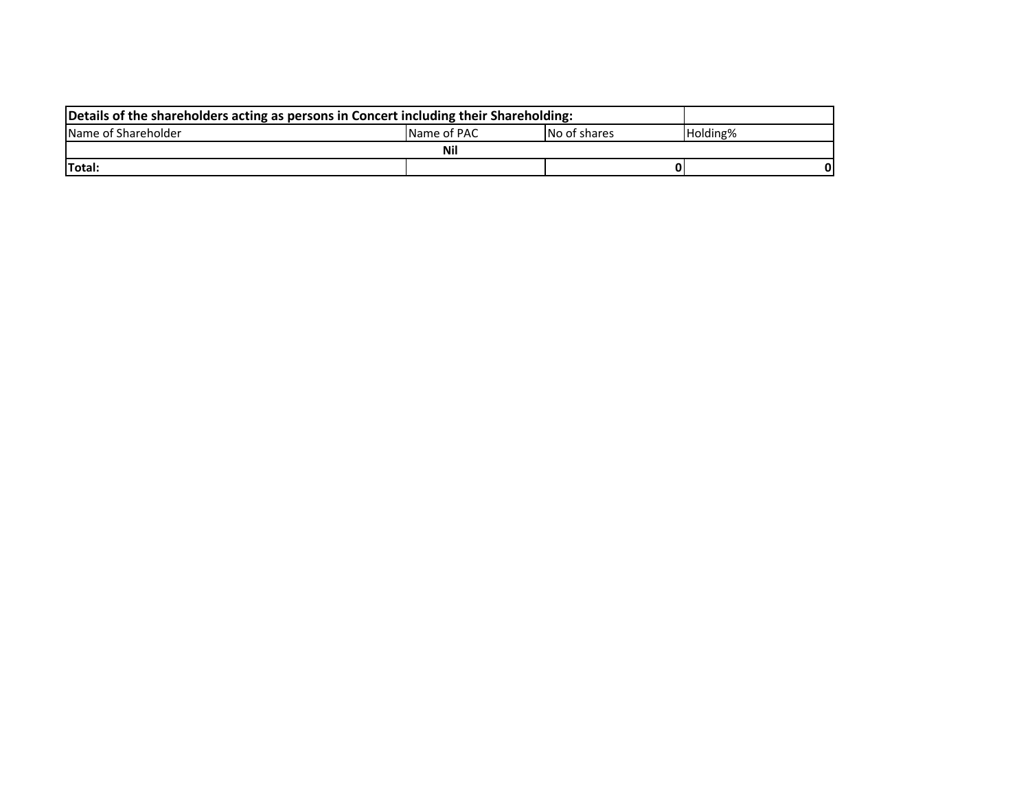| Details of the shareholders acting as persons in Concert including their Shareholding: | | | |
|---|---|---|---|
| Name of Shareholder | Name of PAC | No of shares | Holding% |
| **Nil** | | | |
| **Total:** | | **0** | **0** |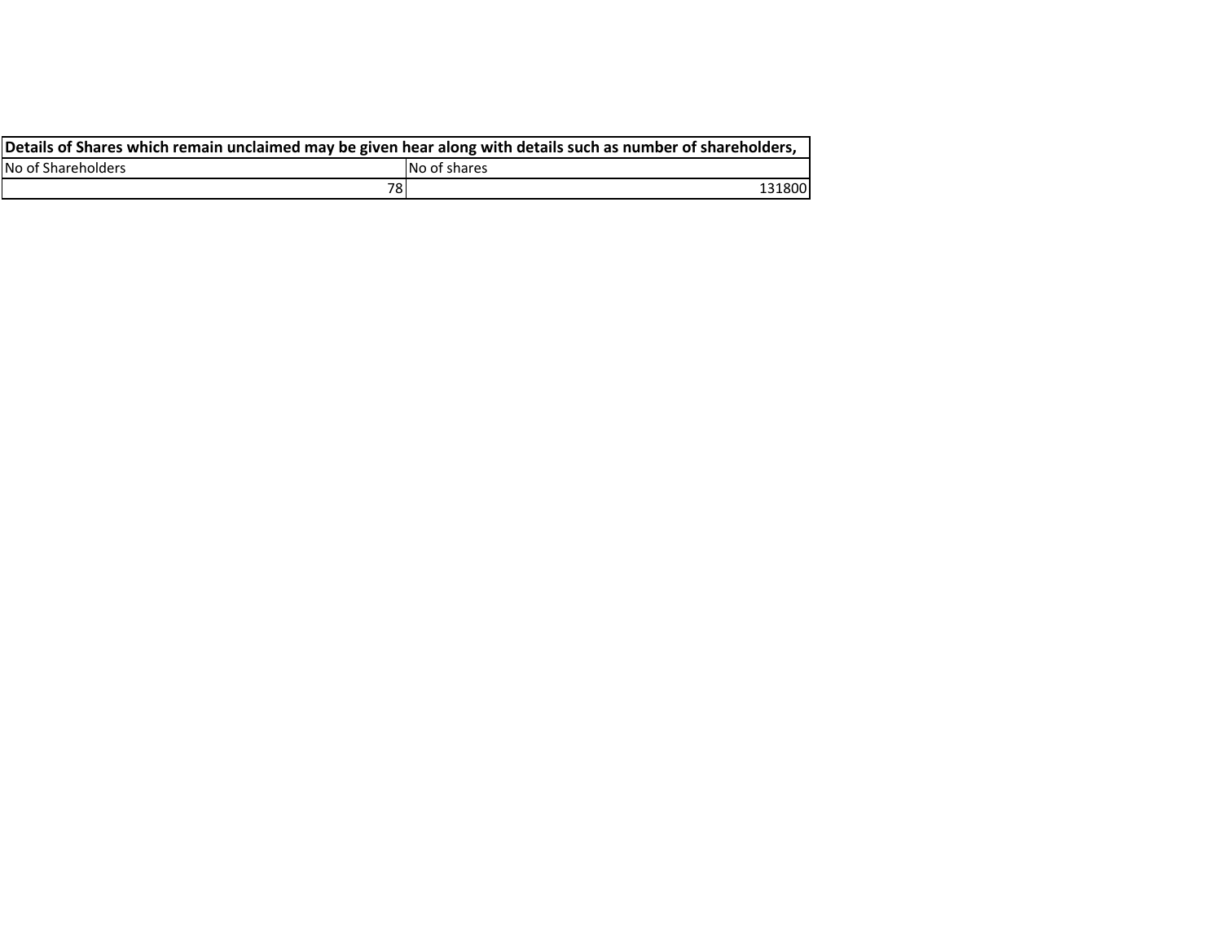| Details of Shares which remain unclaimed may be given hear along with details such as number of shareholders, | |
|---|---|
| No of Shareholders | No of shares |
| 78 | 131800 |